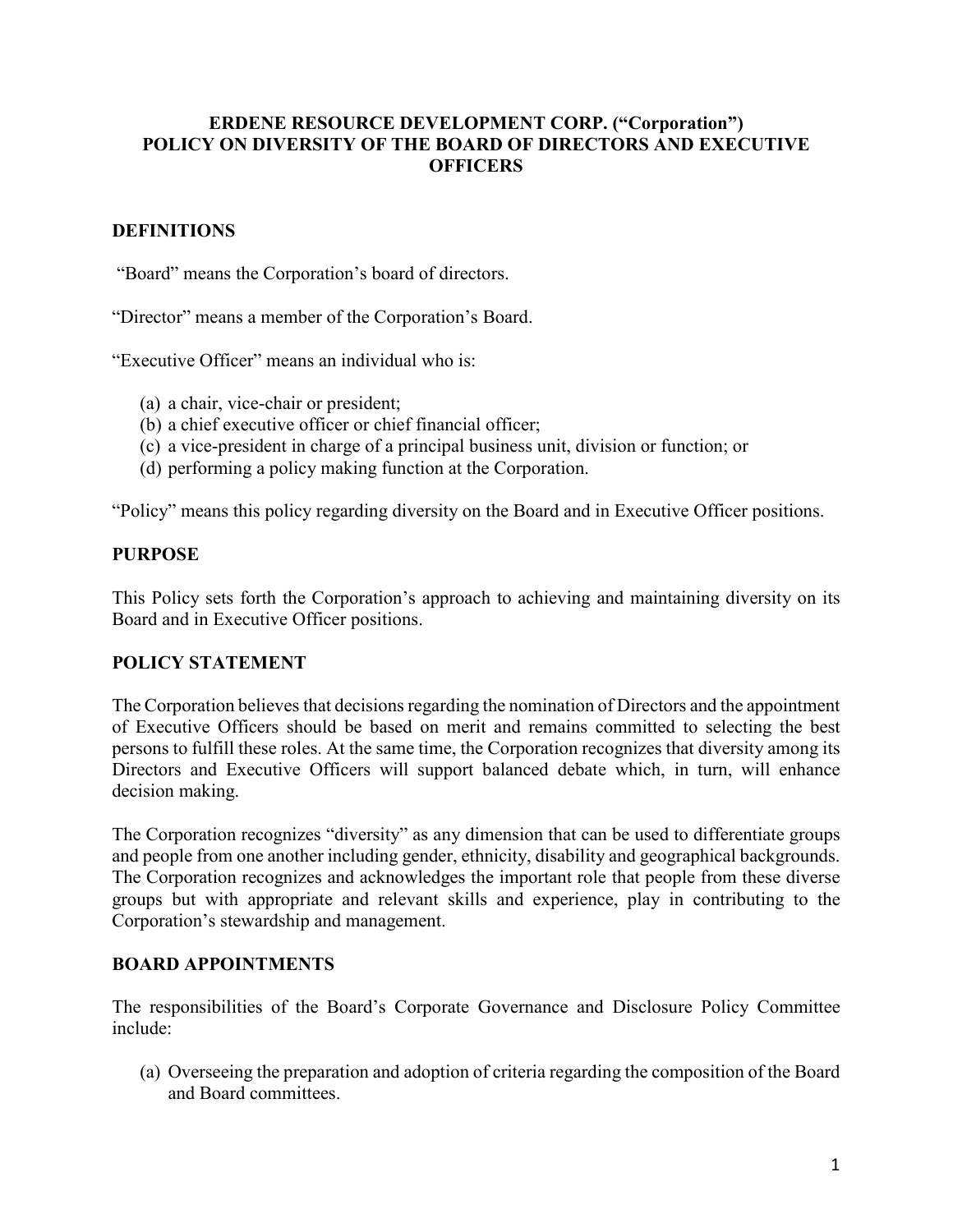# ERDENE RESOURCE DEVELOPMENT CORP. ("Corporation")
# POLICY ON DIVERSITY OF THE BOARD OF DIRECTORS AND EXECUTIVE OFFICERS

## DEFINITIONS

"Board" means the Corporation's board of directors.

"Director" means a member of the Corporation's Board.

"Executive Officer" means an individual who is:

(a) a chair, vice-chair or president;
(b) a chief executive officer or chief financial officer;
(c) a vice-president in charge of a principal business unit, division or function; or
(d) performing a policy making function at the Corporation.

"Policy" means this policy regarding diversity on the Board and in Executive Officer positions.

## PURPOSE

This Policy sets forth the Corporation's approach to achieving and maintaining diversity on its Board and in Executive Officer positions.

## POLICY STATEMENT

The Corporation believes that decisions regarding the nomination of Directors and the appointment of Executive Officers should be based on merit and remains committed to selecting the best persons to fulfill these roles. At the same time, the Corporation recognizes that diversity among its Directors and Executive Officers will support balanced debate which, in turn, will enhance decision making.

The Corporation recognizes "diversity" as any dimension that can be used to differentiate groups and people from one another including gender, ethnicity, disability and geographical backgrounds. The Corporation recognizes and acknowledges the important role that people from these diverse groups but with appropriate and relevant skills and experience, play in contributing to the Corporation's stewardship and management.

## BOARD APPOINTMENTS

The responsibilities of the Board's Corporate Governance and Disclosure Policy Committee include:

(a) Overseeing the preparation and adoption of criteria regarding the composition of the Board and Board committees.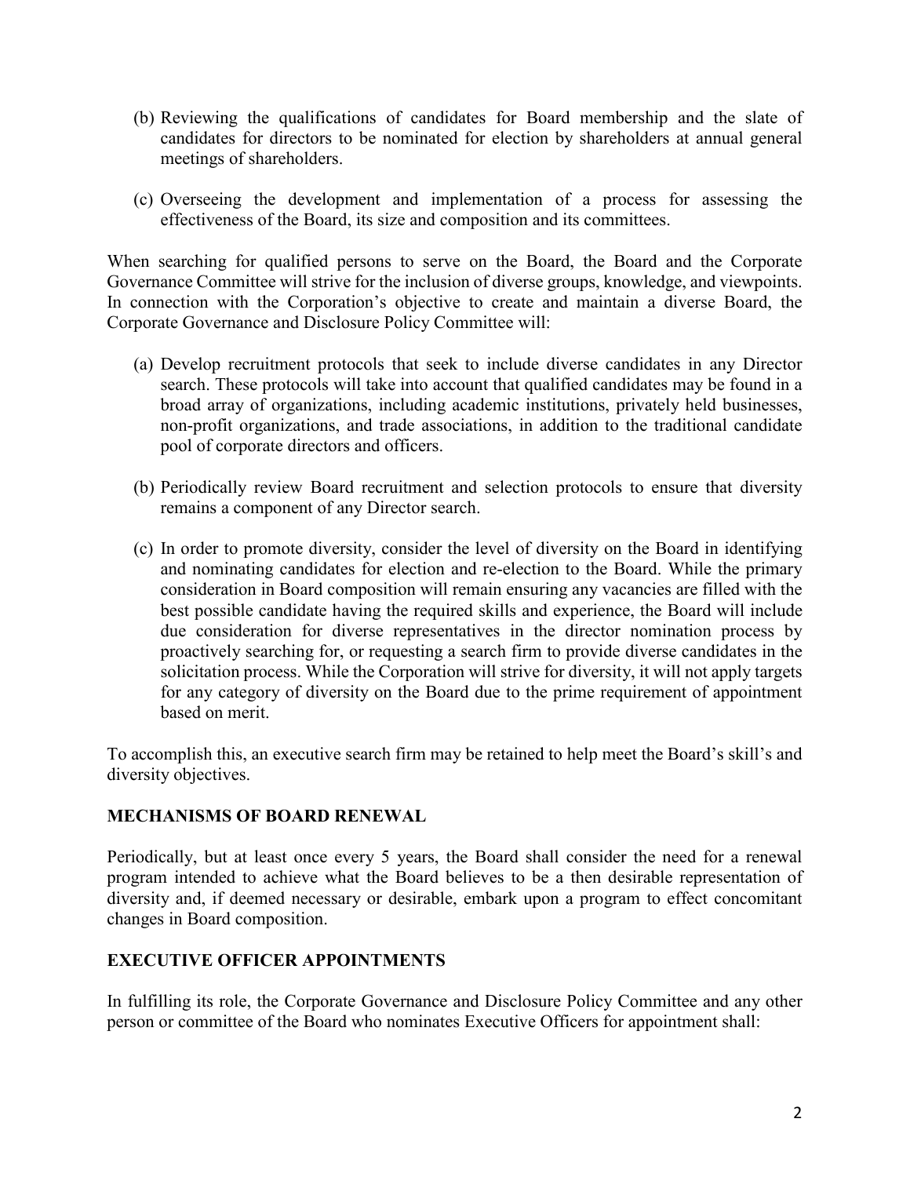(b) Reviewing the qualifications of candidates for Board membership and the slate of candidates for directors to be nominated for election by shareholders at annual general meetings of shareholders.

(c) Overseeing the development and implementation of a process for assessing the effectiveness of the Board, its size and composition and its committees.

When searching for qualified persons to serve on the Board, the Board and the Corporate Governance Committee will strive for the inclusion of diverse groups, knowledge, and viewpoints. In connection with the Corporation's objective to create and maintain a diverse Board, the Corporate Governance and Disclosure Policy Committee will:

(a) Develop recruitment protocols that seek to include diverse candidates in any Director search. These protocols will take into account that qualified candidates may be found in a broad array of organizations, including academic institutions, privately held businesses, non-profit organizations, and trade associations, in addition to the traditional candidate pool of corporate directors and officers.

(b) Periodically review Board recruitment and selection protocols to ensure that diversity remains a component of any Director search.

(c) In order to promote diversity, consider the level of diversity on the Board in identifying and nominating candidates for election and re-election to the Board. While the primary consideration in Board composition will remain ensuring any vacancies are filled with the best possible candidate having the required skills and experience, the Board will include due consideration for diverse representatives in the director nomination process by proactively searching for, or requesting a search firm to provide diverse candidates in the solicitation process. While the Corporation will strive for diversity, it will not apply targets for any category of diversity on the Board due to the prime requirement of appointment based on merit.

To accomplish this, an executive search firm may be retained to help meet the Board's skill's and diversity objectives.

## MECHANISMS OF BOARD RENEWAL

Periodically, but at least once every 5 years, the Board shall consider the need for a renewal program intended to achieve what the Board believes to be a then desirable representation of diversity and, if deemed necessary or desirable, embark upon a program to effect concomitant changes in Board composition.

## EXECUTIVE OFFICER APPOINTMENTS

In fulfilling its role, the Corporate Governance and Disclosure Policy Committee and any other person or committee of the Board who nominates Executive Officers for appointment shall: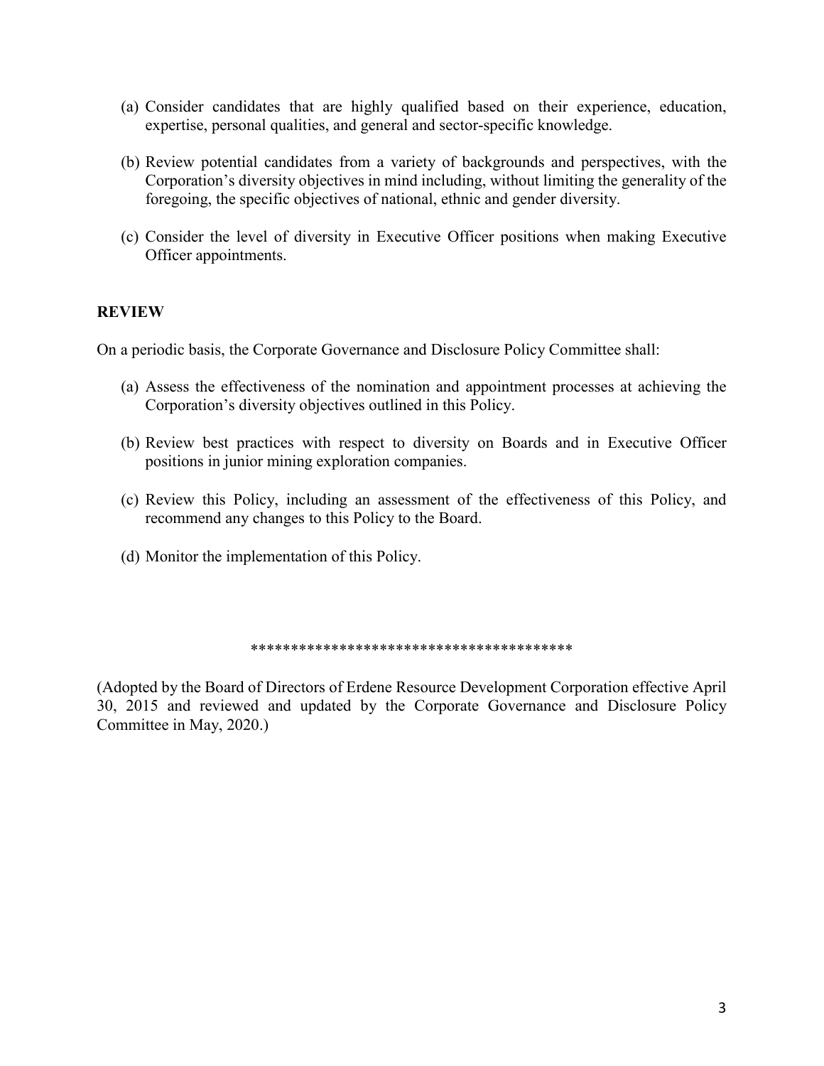(a) Consider candidates that are highly qualified based on their experience, education, expertise, personal qualities, and general and sector-specific knowledge.

(b) Review potential candidates from a variety of backgrounds and perspectives, with the Corporation's diversity objectives in mind including, without limiting the generality of the foregoing, the specific objectives of national, ethnic and gender diversity.

(c) Consider the level of diversity in Executive Officer positions when making Executive Officer appointments.

**REVIEW**

On a periodic basis, the Corporate Governance and Disclosure Policy Committee shall:

(a) Assess the effectiveness of the nomination and appointment processes at achieving the Corporation's diversity objectives outlined in this Policy.

(b) Review best practices with respect to diversity on Boards and in Executive Officer positions in junior mining exploration companies.

(c) Review this Policy, including an assessment of the effectiveness of this Policy, and recommend any changes to this Policy to the Board.

(d) Monitor the implementation of this Policy.

****************************************

(Adopted by the Board of Directors of Erdene Resource Development Corporation effective April 30, 2015 and reviewed and updated by the Corporate Governance and Disclosure Policy Committee in May, 2020.)